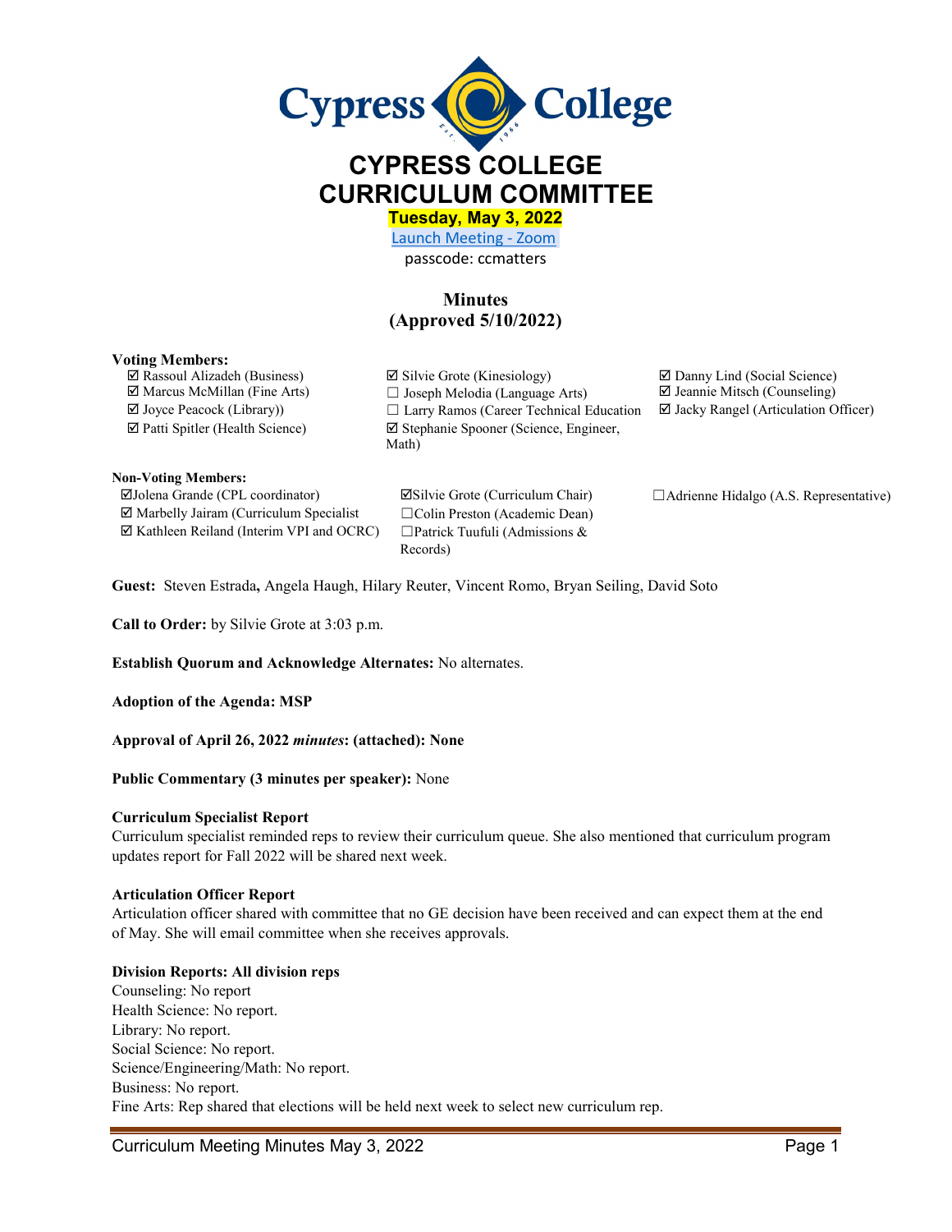# CYPRESS COLLEGE CURRICULUM COMMITTEE

**Tuesday, May 3, 2022**

Launch Meeting - Zoom

passcode: ccmatters

## Minutes (Approved 5/10/2022)

**Voting Members:**

- ☑ Rassoul Alizadeh (Business)
- ☑ Marcus McMillan (Fine Arts)
- ☑ Joyce Peacock (Library))
- ☑ Patti Spitler (Health Science)
- ☑ Silvie Grote (Kinesiology)
- ☐ Joseph Melodia (Language Arts)
- ☐ Larry Ramos (Career Technical Education
- ☑ Stephanie Spooner (Science, Engineer, Math)
- ☑ Danny Lind (Social Science)
- ☑ Jeannie Mitsch (Counseling)
- ☑ Jacky Rangel (Articulation Officer)

**Non-Voting Members:**

- ☑ Jolena Grande (CPL coordinator)
- ☑ Marbelly Jairam (Curriculum Specialist
- ☑ Kathleen Reiland (Interim VPI and OCRC)
- ☑ Silvie Grote (Curriculum Chair)
- ☐ Colin Preston (Academic Dean)
- ☐ Patrick Tuufuli (Admissions & Records)
- ☐ Adrienne Hidalgo (A.S. Representative)

**Guest:** Steven Estrada**,** Angela Haugh, Hilary Reuter, Vincent Romo, Bryan Seiling, David Soto

**Call to Order:** by Silvie Grote at 3:03 p.m.

**Establish Quorum and Acknowledge Alternates:** No alternates.

**Adoption of the Agenda: MSP**

**Approval of April 26, 2022 *minutes*: (attached): None**

**Public Commentary (3 minutes per speaker):** None

**Curriculum Specialist Report**

Curriculum specialist reminded reps to review their curriculum queue. She also mentioned that curriculum program updates report for Fall 2022 will be shared next week.

**Articulation Officer Report**

Articulation officer shared with committee that no GE decision have been received and can expect them at the end of May. She will email committee when she receives approvals.

**Division Reports: All division reps**

Counseling: No report

Health Science: No report.

Library: No report.

Social Science: No report.

Science/Engineering/Math: No report.

Business: No report.

Fine Arts: Rep shared that elections will be held next week to select new curriculum rep.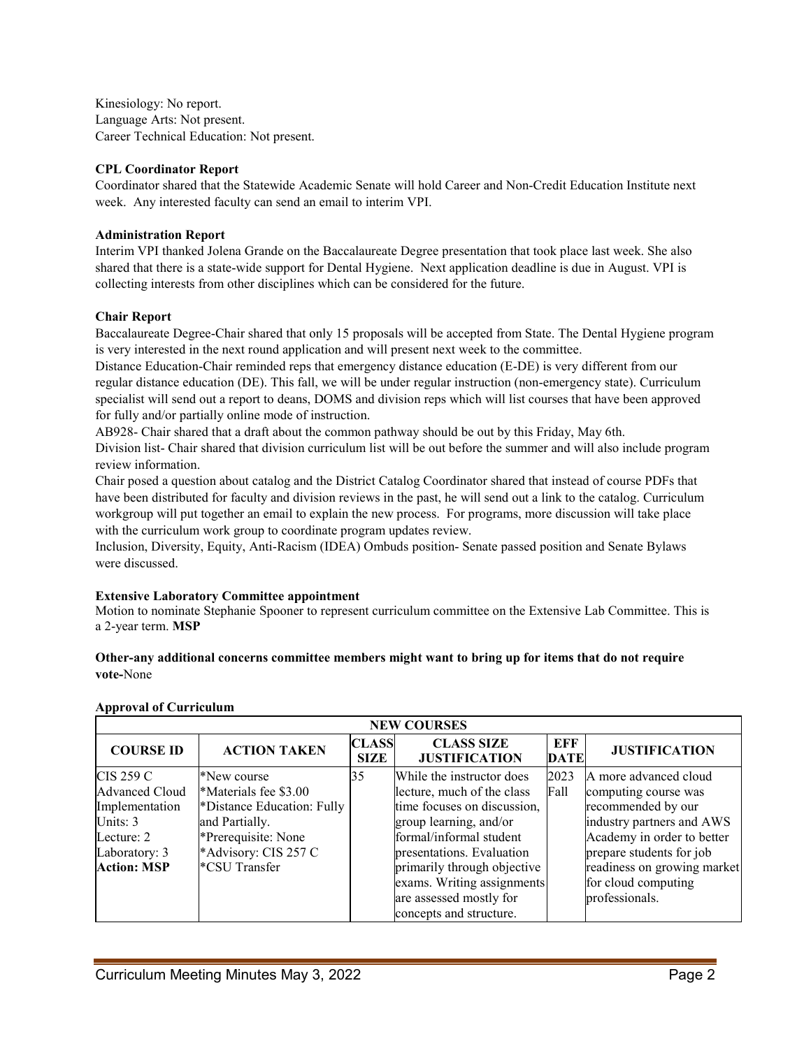Kinesiology: No report.
Language Arts: Not present.
Career Technical Education: Not present.

**CPL Coordinator Report**
Coordinator shared that the Statewide Academic Senate will hold Career and Non-Credit Education Institute next week. Any interested faculty can send an email to interim VPI.

**Administration Report**
Interim VPI thanked Jolena Grande on the Baccalaureate Degree presentation that took place last week. She also shared that there is a state-wide support for Dental Hygiene. Next application deadline is due in August. VPI is collecting interests from other disciplines which can be considered for the future.

**Chair Report**
Baccalaureate Degree-Chair shared that only 15 proposals will be accepted from State. The Dental Hygiene program is very interested in the next round application and will present next week to the committee.
Distance Education-Chair reminded reps that emergency distance education (E-DE) is very different from our regular distance education (DE). This fall, we will be under regular instruction (non-emergency state). Curriculum specialist will send out a report to deans, DOMS and division reps which will list courses that have been approved for fully and/or partially online mode of instruction.
AB928- Chair shared that a draft about the common pathway should be out by this Friday, May 6th.
Division list- Chair shared that division curriculum list will be out before the summer and will also include program review information.
Chair posed a question about catalog and the District Catalog Coordinator shared that instead of course PDFs that have been distributed for faculty and division reviews in the past, he will send out a link to the catalog. Curriculum workgroup will put together an email to explain the new process. For programs, more discussion will take place with the curriculum work group to coordinate program updates review.
Inclusion, Diversity, Equity, Anti-Racism (IDEA) Ombuds position- Senate passed position and Senate Bylaws were discussed.

**Extensive Laboratory Committee appointment**
Motion to nominate Stephanie Spooner to represent curriculum committee on the Extensive Lab Committee. This is a 2-year term. **MSP**

**Other-any additional concerns committee members might want to bring up for items that do not require vote-**None

**Approval of Curriculum**

| NEW COURSES | | | | | |
|---|---|---|---|---|---|
| **COURSE ID** | **ACTION TAKEN** | **CLASS SIZE** | **CLASS SIZE JUSTIFICATION** | **EFF DATE** | **JUSTIFICATION** |
| CIS 259 C<br>Advanced Cloud Implementation<br>Units: 3<br>Lecture: 2<br>Laboratory: 3<br>**Action: MSP** | *New course<br>*Materials fee $3.00<br>*Distance Education: Fully and Partially.<br>*Prerequisite: None<br>*Advisory: CIS 257 C<br>*CSU Transfer | 35 | While the instructor does lecture, much of the class time focuses on discussion, group learning, and/or formal/informal student presentations. Evaluation primarily through objective exams. Writing assignments are assessed mostly for concepts and structure. | 2023 Fall | A more advanced cloud computing course was recommended by our industry partners and AWS Academy in order to better prepare students for job readiness on growing market for cloud computing professionals. |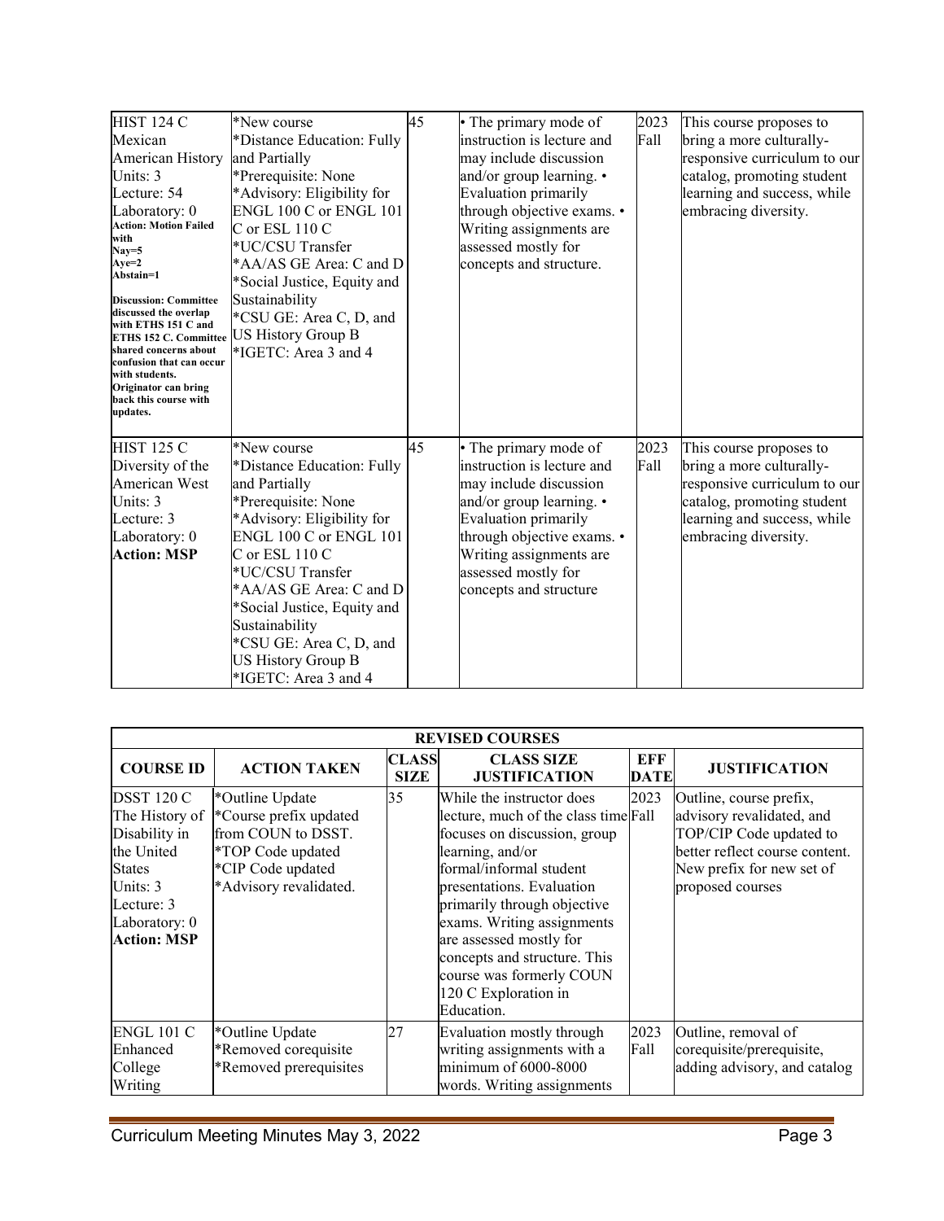| | | | | | |
|---|---|---|---|---|---|
| HIST 124 C Mexican American History Units: 3 Lecture: 54 Laboratory: 0 **Action: Motion Failed with Nay=5 Aye=2 Abstain=1** **Discussion: Committee discussed the overlap with ETHS 151 C and ETHS 152 C. Committee shared concerns about confusion that can occur with students. Originator can bring back this course with updates.** | *New course *Distance Education: Fully and Partially *Prerequisite: None *Advisory: Eligibility for ENGL 100 C or ENGL 101 C or ESL 110 C *UC/CSU Transfer *AA/AS GE Area: C and D *Social Justice, Equity and Sustainability *CSU GE: Area C, D, and US History Group B *IGETC: Area 3 and 4 | 45 | • The primary mode of instruction is lecture and may include discussion and/or group learning. • Evaluation primarily through objective exams. • Writing assignments are assessed mostly for concepts and structure. | 2023 Fall | This course proposes to bring a more culturally-responsive curriculum to our catalog, promoting student learning and success, while embracing diversity. |
| HIST 125 C Diversity of the American West Units: 3 Lecture: 3 Laboratory: 0 **Action: MSP** | *New course *Distance Education: Fully and Partially *Prerequisite: None *Advisory: Eligibility for ENGL 100 C or ENGL 101 C or ESL 110 C *UC/CSU Transfer *AA/AS GE Area: C and D *Social Justice, Equity and Sustainability *CSU GE: Area C, D, and US History Group B *IGETC: Area 3 and 4 | 45 | • The primary mode of instruction is lecture and may include discussion and/or group learning. • Evaluation primarily through objective exams. • Writing assignments are assessed mostly for concepts and structure | 2023 Fall | This course proposes to bring a more culturally-responsive curriculum to our catalog, promoting student learning and success, while embracing diversity. |

| **REVISED COURSES** | | | | | |
|---|---|---|---|---|---|
| **COURSE ID** | **ACTION TAKEN** | **CLASS SIZE** | **CLASS SIZE JUSTIFICATION** | **EFF DATE** | **JUSTIFICATION** |
| DSST 120 C The History of Disability in the United States Units: 3 Lecture: 3 Laboratory: 0 **Action: MSP** | *Outline Update *Course prefix updated from COUN to DSST. *TOP Code updated *CIP Code updated *Advisory revalidated. | 35 | While the instructor does lecture, much of the class time focuses on discussion, group learning, and/or formal/informal student presentations. Evaluation primarily through objective exams. Writing assignments are assessed mostly for concepts and structure. This course was formerly COUN 120 C Exploration in Education. | 2023 Fall | Outline, course prefix, advisory revalidated, and TOP/CIP Code updated to better reflect course content. New prefix for new set of proposed courses |
| ENGL 101 C Enhanced College Writing | *Outline Update *Removed corequisite *Removed prerequisites | 27 | Evaluation mostly through writing assignments with a minimum of 6000-8000 words. Writing assignments | 2023 Fall | Outline, removal of corequisite/prerequisite, adding advisory, and catalog |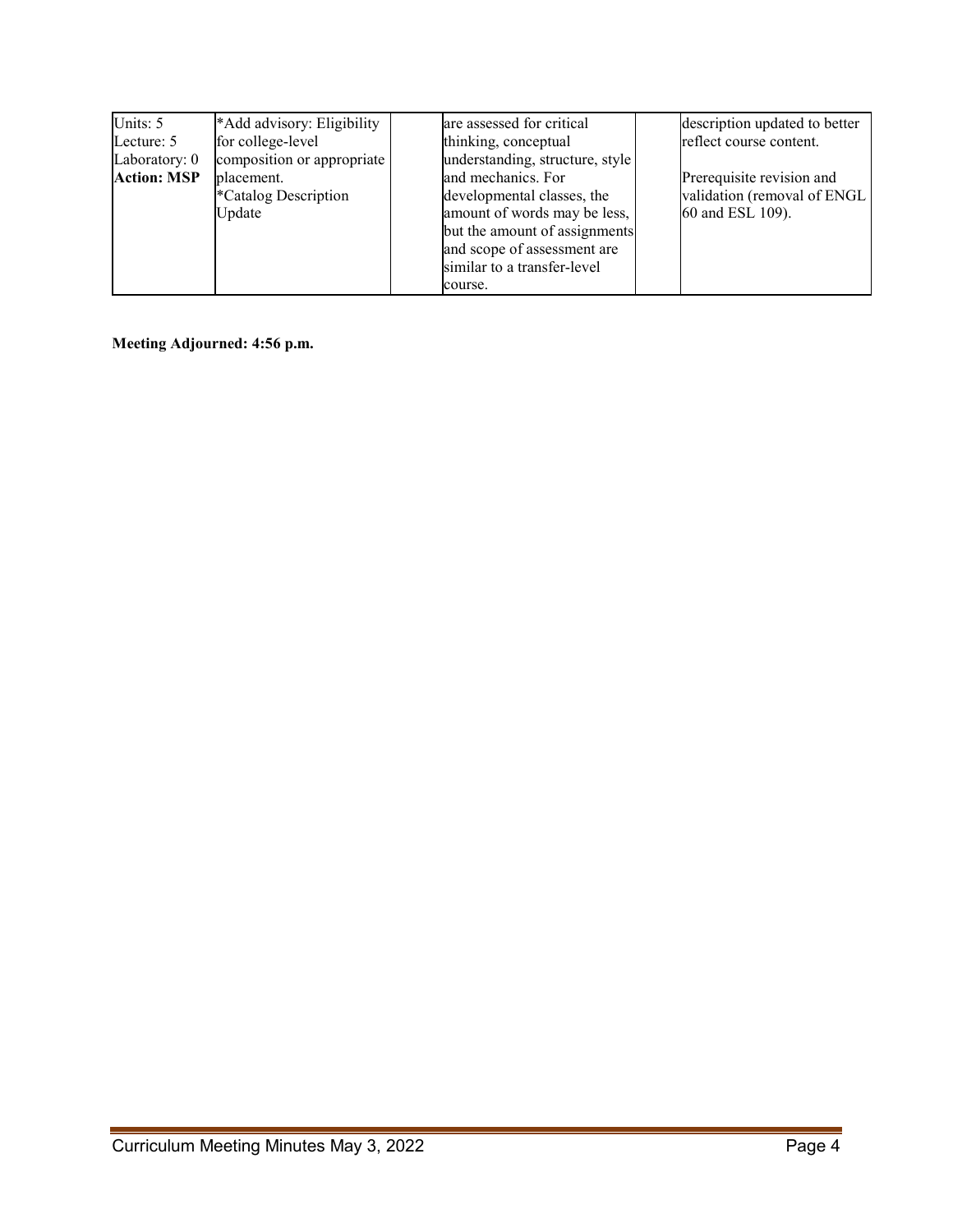| | | | | | |
|---|---|---|---|---|---|
| Units: 5<br>Lecture: 5<br>Laboratory: 0<br>**Action: MSP** | *Add advisory: Eligibility for college-level composition or appropriate placement.<br>*Catalog Description Update | | are assessed for critical thinking, conceptual understanding, structure, style and mechanics. For developmental classes, the amount of words may be less, but the amount of assignments and scope of assessment are similar to a transfer-level course. | | description updated to better reflect course content.<br><br>Prerequisite revision and validation (removal of ENGL 60 and ESL 109). |

**Meeting Adjourned: 4:56 p.m.**